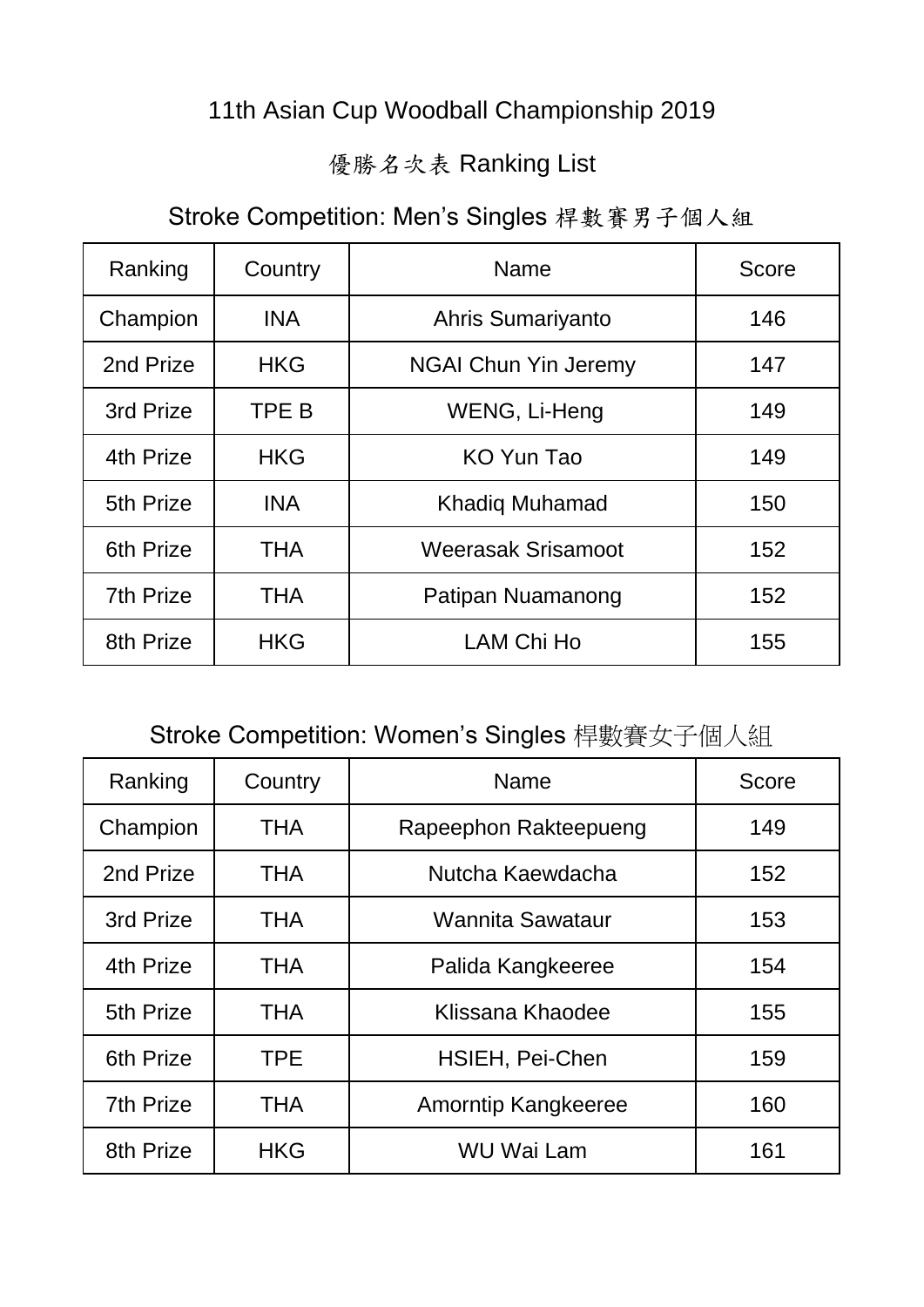# 11th Asian Cup Woodball Championship 2019

## 優勝名次表 Ranking List

### Stroke Competition: Men’s Singles 桿數賽男子個人組

| Ranking | Country | Name | Score |
|---|---|---|---|
| Champion | INA | Ahris Sumariyanto | 146 |
| 2nd Prize | HKG | NGAI Chun Yin Jeremy | 147 |
| 3rd Prize | TPE B | WENG, Li-Heng | 149 |
| 4th Prize | HKG | KO Yun Tao | 149 |
| 5th Prize | INA | Khadiq Muhamad | 150 |
| 6th Prize | THA | Weerasak Srisamoot | 152 |
| 7th Prize | THA | Patipan Nuamanong | 152 |
| 8th Prize | HKG | LAM Chi Ho | 155 |

### Stroke Competition: Women’s Singles 桿數賽女子個人組

| Ranking | Country | Name | Score |
|---|---|---|---|
| Champion | THA | Rapeephon Rakteepueng | 149 |
| 2nd Prize | THA | Nutcha Kaewdacha | 152 |
| 3rd Prize | THA | Wannita Sawataur | 153 |
| 4th Prize | THA | Palida Kangkeeree | 154 |
| 5th Prize | THA | Klissana Khaodee | 155 |
| 6th Prize | TPE | HSIEH, Pei-Chen | 159 |
| 7th Prize | THA | Amorntip Kangkeeree | 160 |
| 8th Prize | HKG | WU Wai Lam | 161 |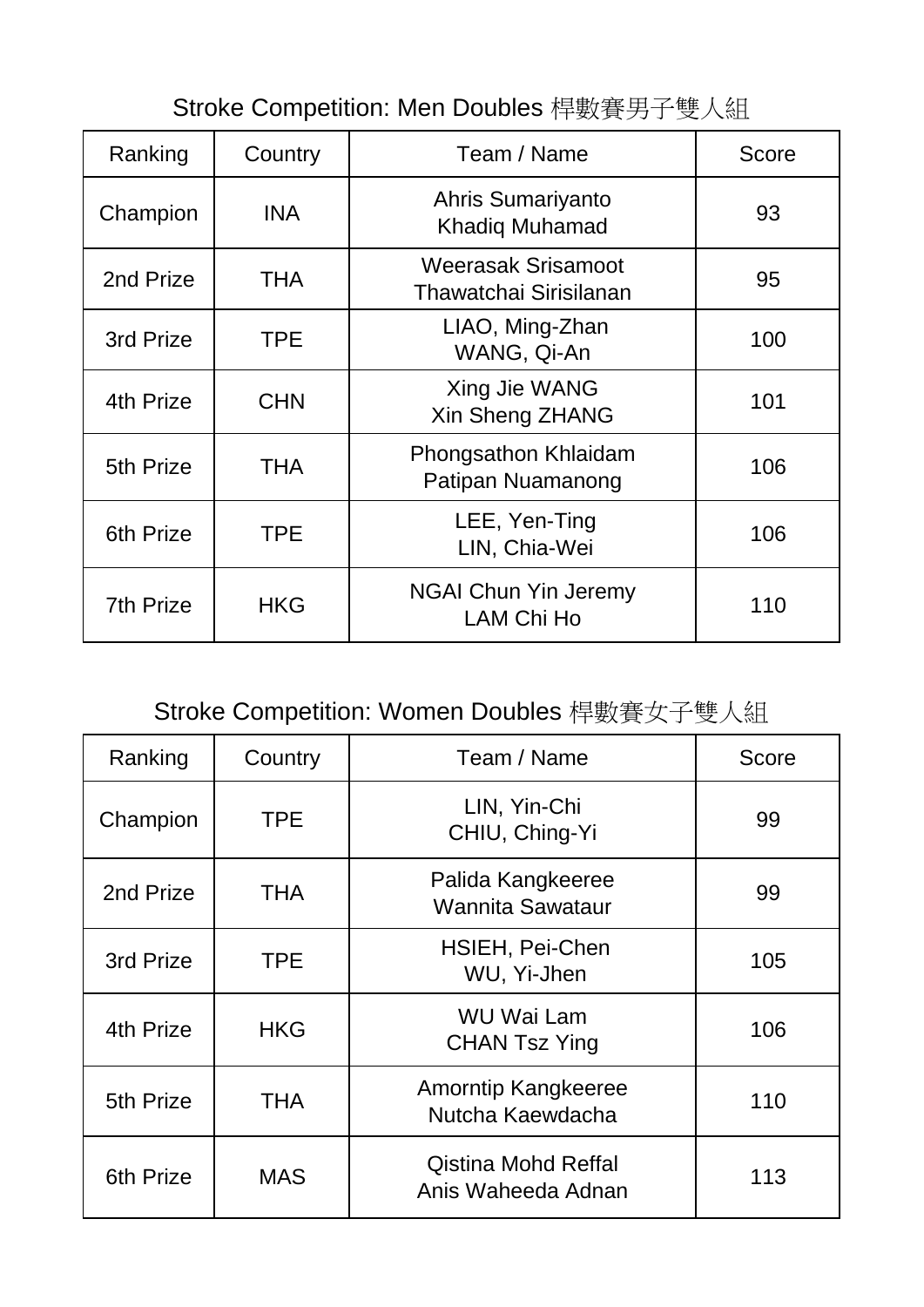## Stroke Competition: Men Doubles 桿數賽男子雙人組

| Ranking | Country | Team / Name | Score |
| --- | --- | --- | --- |
| Champion | INA | Ahris Sumariyanto<br>Khadiq Muhamad | 93 |
| 2nd Prize | THA | Weerasak Srisamoot<br>Thawatchai Sirisilanan | 95 |
| 3rd Prize | TPE | LIAO, Ming-Zhan<br>WANG, Qi-An | 100 |
| 4th Prize | CHN | Xing Jie WANG<br>Xin Sheng ZHANG | 101 |
| 5th Prize | THA | Phongsathon Khlaidam<br>Patipan Nuamanong | 106 |
| 6th Prize | TPE | LEE, Yen-Ting<br>LIN, Chia-Wei | 106 |
| 7th Prize | HKG | NGAI Chun Yin Jeremy<br>LAM Chi Ho | 110 |

## Stroke Competition: Women Doubles 桿數賽女子雙人組

| Ranking | Country | Team / Name | Score |
| --- | --- | --- | --- |
| Champion | TPE | LIN, Yin-Chi<br>CHIU, Ching-Yi | 99 |
| 2nd Prize | THA | Palida Kangkeeree<br>Wannita Sawataur | 99 |
| 3rd Prize | TPE | HSIEH, Pei-Chen<br>WU, Yi-Jhen | 105 |
| 4th Prize | HKG | WU Wai Lam<br>CHAN Tsz Ying | 106 |
| 5th Prize | THA | Amorntip Kangkeeree<br>Nutcha Kaewdacha | 110 |
| 6th Prize | MAS | Qistina Mohd Reffal<br>Anis Waheeda Adnan | 113 |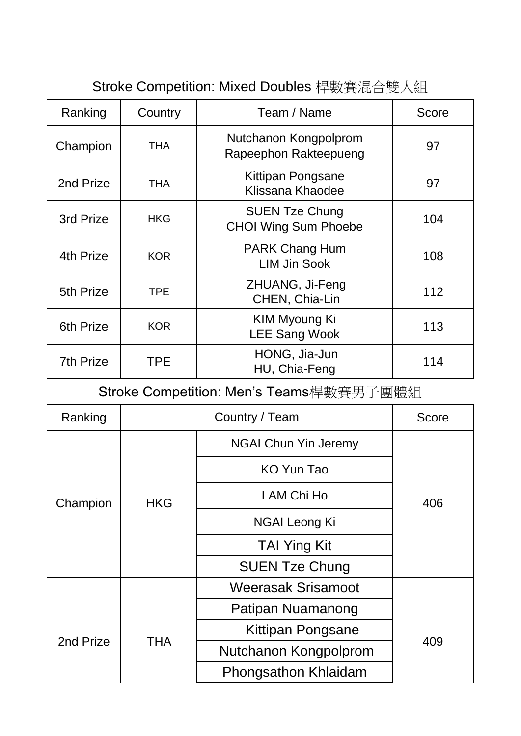## Stroke Competition: Mixed Doubles 桿數賽混合雙人組

| Ranking | Country | Team / Name | Score |
|---|---|---|---|
| Champion | THA | Nutchanon Kongpolprom<br>Rapeephon Rakteepueng | 97 |
| 2nd Prize | THA | Kittipan Pongsane<br>Klissana Khaodee | 97 |
| 3rd Prize | HKG | SUEN Tze Chung<br>CHOI Wing Sum Phoebe | 104 |
| 4th Prize | KOR | PARK Chang Hum<br>LIM Jin Sook | 108 |
| 5th Prize | TPE | ZHUANG, Ji-Feng<br>CHEN, Chia-Lin | 112 |
| 6th Prize | KOR | KIM Myoung Ki<br>LEE Sang Wook | 113 |
| 7th Prize | TPE | HONG, Jia-Jun<br>HU, Chia-Feng | 114 |

## Stroke Competition: Men's Teams桿數賽男子團體組

| Ranking | Country / Team | | Score |
|---|---|---|---|
| Champion | HKG | NGAI Chun Yin Jeremy | 406 |
| | | KO Yun Tao | |
| | | LAM Chi Ho | |
| | | NGAI Leong Ki | |
| | | TAI Ying Kit | |
| | | SUEN Tze Chung | |
| 2nd Prize | THA | Weerasak Srisamoot | 409 |
| | | Patipan Nuamanong | |
| | | Kittipan Pongsane | |
| | | Nutchanon Kongpolprom | |
| | | Phongsathon Khlaidam | |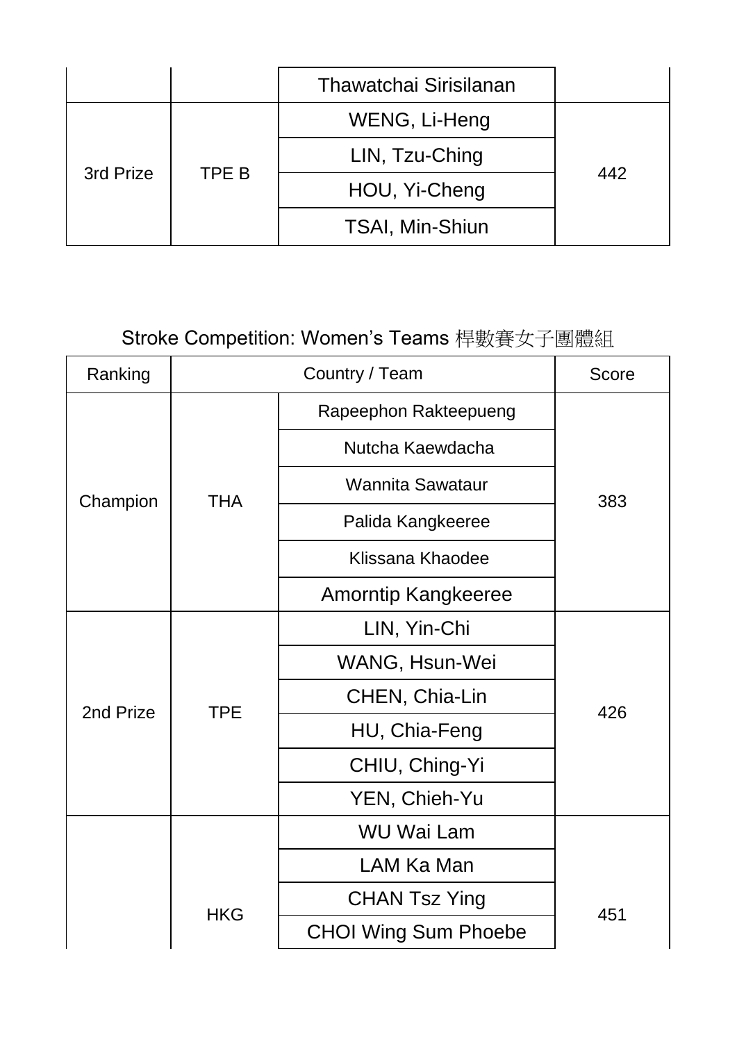| | | Thawatchai Sirisilanan | |
|---|---|---|---|
| 3rd Prize | TPE B | WENG, Li-Heng | 442 |
| | | LIN, Tzu-Ching | |
| | | HOU, Yi-Cheng | |
| | | TSAI, Min-Shiun | |

## Stroke Competition: Women's Teams 桿數賽女子團體組

| Ranking | Country / Team | | Score |
|---|---|---|---|
| Champion | THA | Rapeephon Rakteepueng | 383 |
| | | Nutcha Kaewdacha | |
| | | Wannita Sawataur | |
| | | Palida Kangkeeree | |
| | | Klissana Khaodee | |
| | | Amorntip Kangkeeree | |
| 2nd Prize | TPE | LIN, Yin-Chi | 426 |
| | | WANG, Hsun-Wei | |
| | | CHEN, Chia-Lin | |
| | | HU, Chia-Feng | |
| | | CHIU, Ching-Yi | |
| | | YEN, Chieh-Yu | |
| | HKG | WU Wai Lam | 451 |
| | | LAM Ka Man | |
| | | CHAN Tsz Ying | |
| | | CHOI Wing Sum Phoebe | |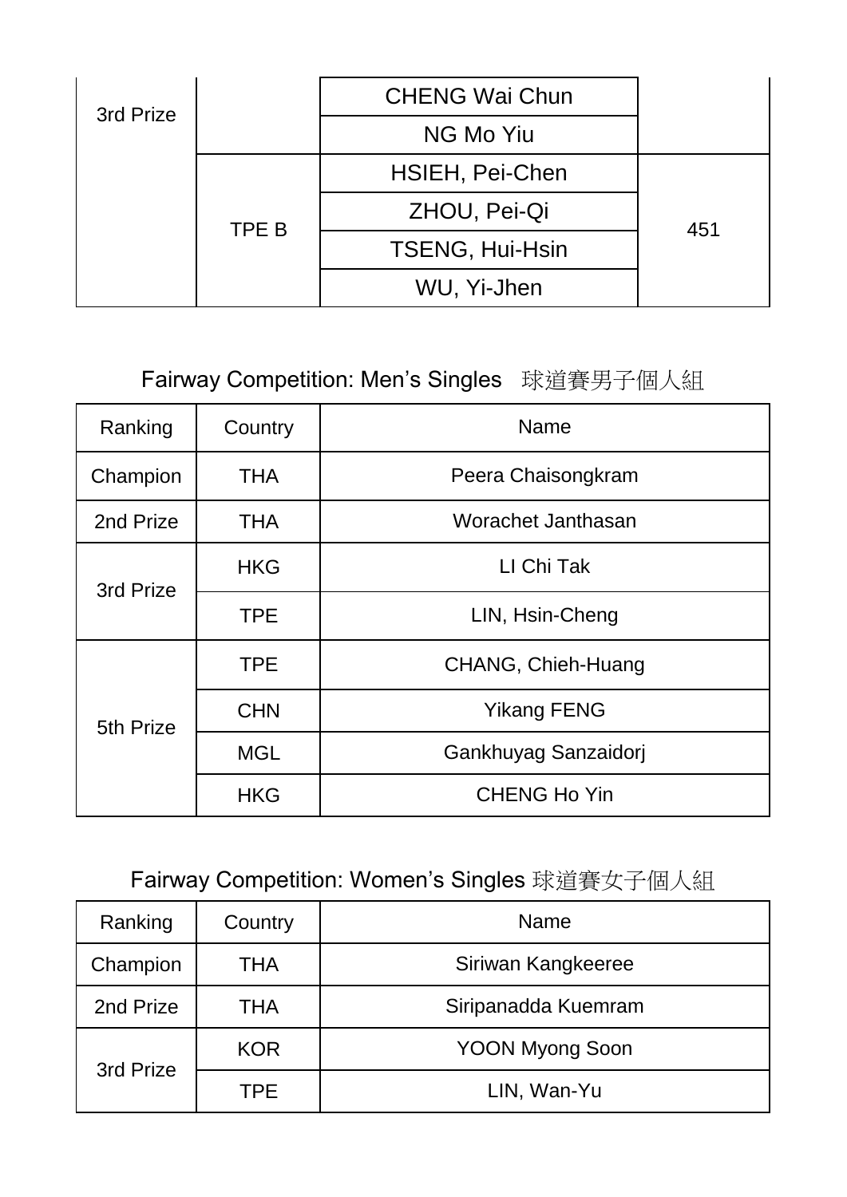| 3rd Prize | | CHENG Wai Chun | |
|---|---|---|---|
| | | NG Mo Yiu | |
| | TPE B | HSIEH, Pei-Chen | 451 |
| | | ZHOU, Pei-Qi | |
| | | TSENG, Hui-Hsin | |
| | | WU, Yi-Jhen | |

## Fairway Competition: Men's Singles 球道賽男子個人組

| Ranking | Country | Name |
|---|---|---|
| Champion | THA | Peera Chaisongkram |
| 2nd Prize | THA | Worachet Janthasan |
| 3rd Prize | HKG | LI Chi Tak |
| | TPE | LIN, Hsin-Cheng |
| 5th Prize | TPE | CHANG, Chieh-Huang |
| | CHN | Yikang FENG |
| | MGL | Gankhuyag Sanzaidorj |
| | HKG | CHENG Ho Yin |

## Fairway Competition: Women's Singles 球道賽女子個人組

| Ranking | Country | Name |
|---|---|---|
| Champion | THA | Siriwan Kangkeeree |
| 2nd Prize | THA | Siripanadda Kuemram |
| 3rd Prize | KOR | YOON Myong Soon |
| | TPE | LIN, Wan-Yu |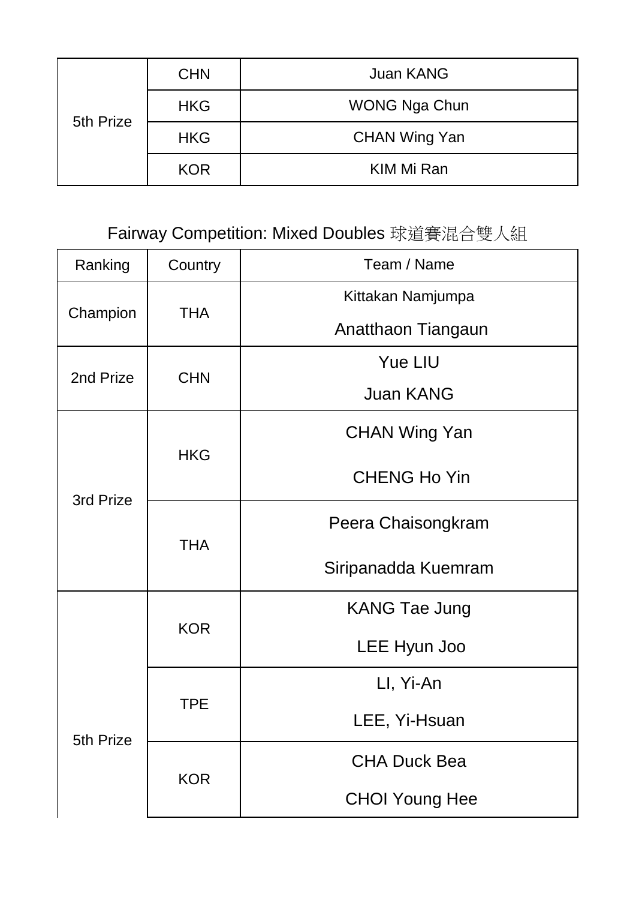| 5th Prize | CHN | Juan KANG |
| --- | --- | --- |
| | HKG | WONG Nga Chun |
| | HKG | CHAN Wing Yan |
| | KOR | KIM Mi Ran |

## Fairway Competition: Mixed Doubles 球道賽混合雙人組

| Ranking | Country | Team / Name |
| --- | --- | --- |
| Champion | THA | Kittakan Namjumpa<br>Anatthaon Tiangaun |
| 2nd Prize | CHN | Yue LIU<br>Juan KANG |
| 3rd Prize | HKG | CHAN Wing Yan<br>CHENG Ho Yin |
| | THA | Peera Chaisongkram<br>Siripanadda Kuemram |
| 5th Prize | KOR | KANG Tae Jung<br>LEE Hyun Joo |
| | TPE | LI, Yi-An<br>LEE, Yi-Hsuan |
| | KOR | CHA Duck Bea<br>CHOI Young Hee |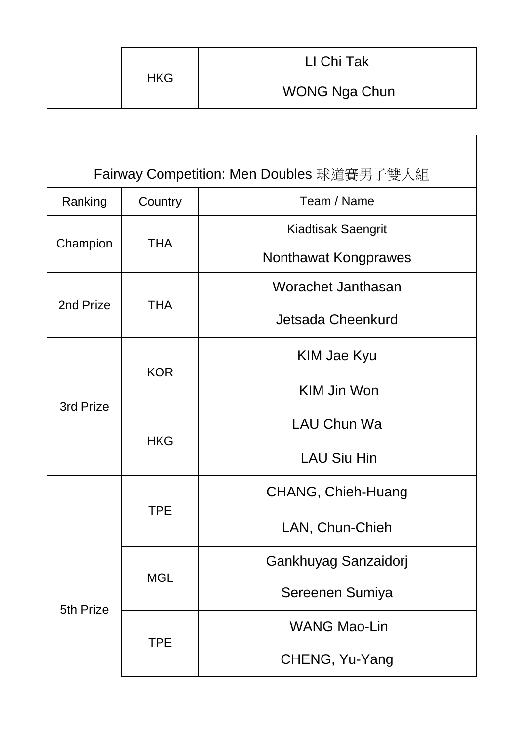| | | |
|---|---|---|
| | HKG | LI Chi Tak<br>WONG Nga Chun |

Fairway Competition: Men Doubles 球道賽男子雙人組

| Ranking | Country | Team / Name |
|---|---|---|
| Champion | THA | Kiadtisak Saengrit<br>Nonthawat Kongprawes |
| 2nd Prize | THA | Worachet Janthasan<br>Jetsada Cheenkurd |
| 3rd Prize | KOR | KIM Jae Kyu<br>KIM Jin Won |
| | HKG | LAU Chun Wa<br>LAU Siu Hin |
| 5th Prize | TPE | CHANG, Chieh-Huang<br>LAN, Chun-Chieh |
| | MGL | Gankhuyag Sanzaidorj<br>Sereenen Sumiya |
| | TPE | WANG Mao-Lin<br>CHENG, Yu-Yang |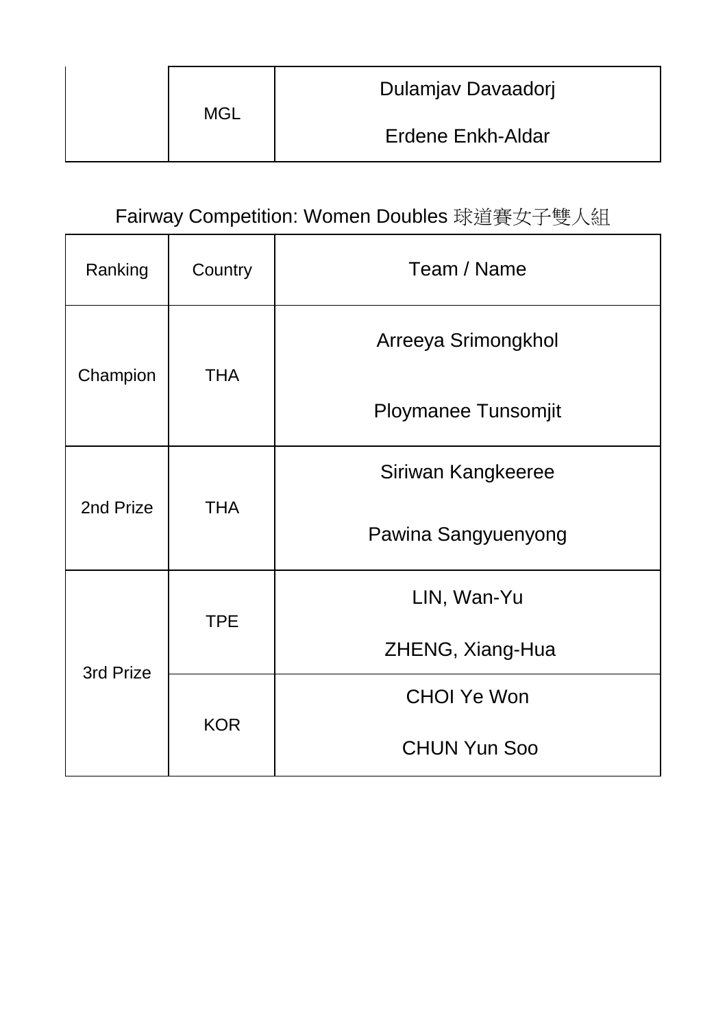| | MGL | Dulamjav Davaadorj<br>Erdene Enkh-Aldar |
|---|---|---|

Fairway Competition: Women Doubles 球道賽女子雙人組

| Ranking | Country | Team / Name |
|---|---|---|
| Champion | THA | Arreeya Srimongkhol<br>Ploymanee Tunsomjit |
| 2nd Prize | THA | Siriwan Kangkeeree<br>Pawina Sangyuenyong |
| 3rd Prize | TPE | LIN, Wan-Yu<br>ZHENG, Xiang-Hua |
| | KOR | CHOI Ye Won<br>CHUN Yun Soo |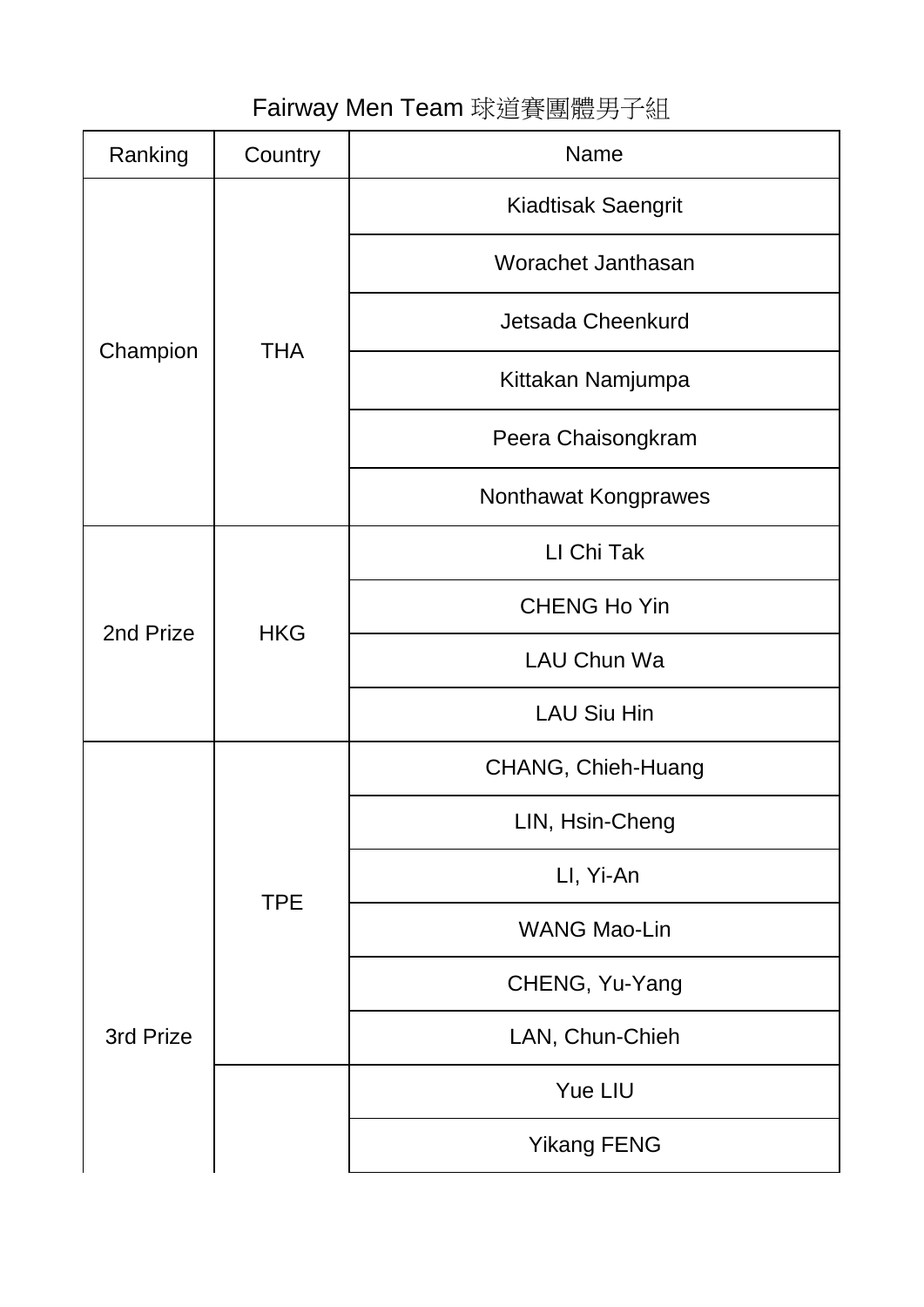# Fairway Men Team 球道賽團體男子組

| Ranking | Country | Name |
| --- | --- | --- |
| Champion | THA | Kiadtisak Saengrit |
| | | Worachet Janthasan |
| | | Jetsada Cheenkurd |
| | | Kittakan Namjumpa |
| | | Peera Chaisongkram |
| | | Nonthawat Kongprawes |
| 2nd Prize | HKG | LI Chi Tak |
| | | CHENG Ho Yin |
| | | LAU Chun Wa |
| | | LAU Siu Hin |
| 3rd Prize | TPE | CHANG, Chieh-Huang |
| | | LIN, Hsin-Cheng |
| | | LI, Yi-An |
| | | WANG Mao-Lin |
| | | CHENG, Yu-Yang |
| | | LAN, Chun-Chieh |
| | | Yue LIU |
| | | Yikang FENG |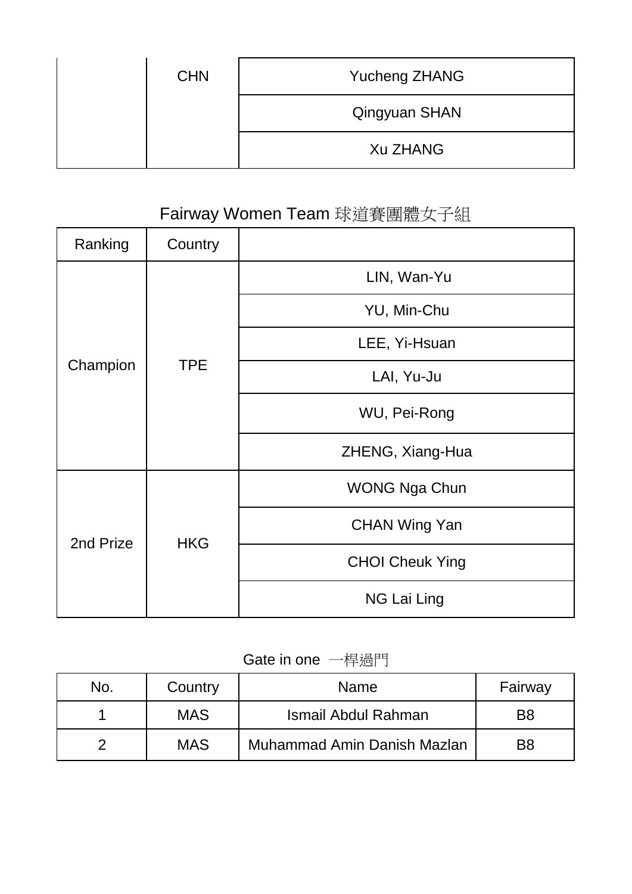| | | |
|---|---|---|
| | CHN | Yucheng ZHANG |
| | | Qingyuan SHAN |
| | | Xu ZHANG |

Fairway Women Team 球道賽團體女子組

| Ranking | Country | |
|---|---|---|
| Champion | TPE | LIN, Wan-Yu |
| | | YU, Min-Chu |
| | | LEE, Yi-Hsuan |
| | | LAI, Yu-Ju |
| | | WU, Pei-Rong |
| | | ZHENG, Xiang-Hua |
| 2nd Prize | HKG | WONG Nga Chun |
| | | CHAN Wing Yan |
| | | CHOI Cheuk Ying |
| | | NG Lai Ling |

Gate in one 一桿過門

| No. | Country | Name | Fairway |
|---|---|---|---|
| 1 | MAS | Ismail Abdul Rahman | B8 |
| 2 | MAS | Muhammad Amin Danish Mazlan | B8 |